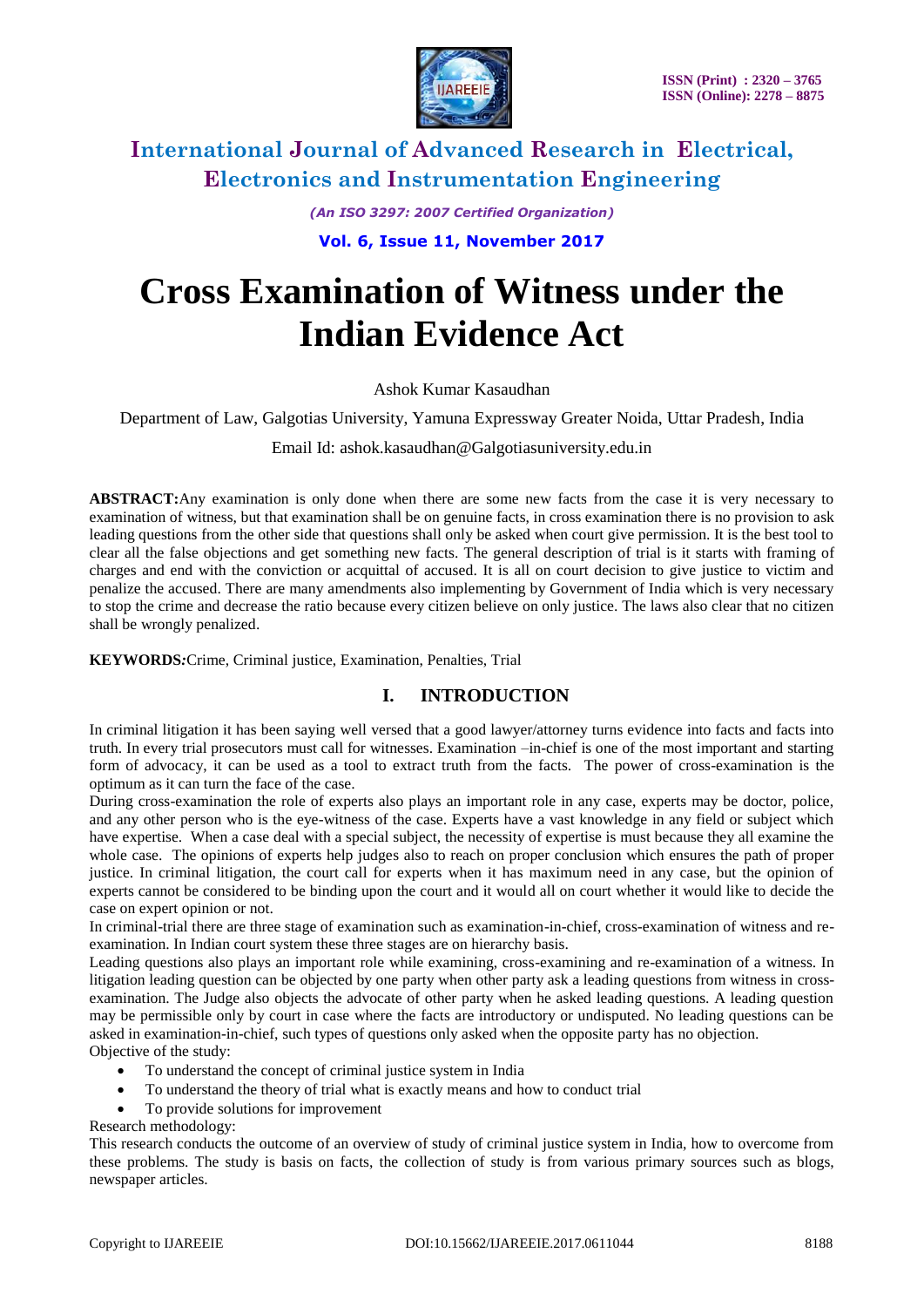# International Journal of Advanced Research in Electrical, Electronics and Instrumentation Engineering

*(An ISO 3297: 2007 Certified Organization)*

ISSN (Print) : 2320 – 3765
ISSN (Online): 2278 – 8875

# Cross Examination of Witness under the Indian Evidence Act

Ashok Kumar Kasaudhan

Department of Law, Galgotias University, Yamuna Expressway Greater Noida, Uttar Pradesh, India

Email Id: ashok.kasaudhan@Galgotiasuniversity.edu.in

**ABSTRACT:** Any examination is only done when there are some new facts from the case it is very necessary to examination of witness, but that examination shall be on genuine facts, in cross examination there is no provision to ask leading questions from the other side that questions shall only be asked when court give permission. It is the best tool to clear all the false objections and get something new facts. The general description of trial is it starts with framing of charges and end with the conviction or acquittal of accused. It is all on court decision to give justice to victim and penalize the accused. There are many amendments also implementing by Government of India which is very necessary to stop the crime and decrease the ratio because every citizen believe on only justice. The laws also clear that no citizen shall be wrongly penalized.

**KEYWORDS:** Crime, Criminal justice, Examination, Penalties, Trial

## I. INTRODUCTION

In criminal litigation it has been saying well versed that a good lawyer/attorney turns evidence into facts and facts into truth. In every trial prosecutors must call for witnesses. Examination –in-chief is one of the most important and starting form of advocacy, it can be used as a tool to extract truth from the facts. The power of cross-examination is the optimum as it can turn the face of the case.

During cross-examination the role of experts also plays an important role in any case, experts may be doctor, police, and any other person who is the eye-witness of the case. Experts have a vast knowledge in any field or subject which have expertise. When a case deal with a special subject, the necessity of expertise is must because they all examine the whole case. The opinions of experts help judges also to reach on proper conclusion which ensures the path of proper justice. In criminal litigation, the court call for experts when it has maximum need in any case, but the opinion of experts cannot be considered to be binding upon the court and it would all on court whether it would like to decide the case on expert opinion or not.

In criminal-trial there are three stage of examination such as examination-in-chief, cross-examination of witness and re-examination. In Indian court system these three stages are on hierarchy basis.

Leading questions also plays an important role while examining, cross-examining and re-examination of a witness. In litigation leading question can be objected by one party when other party ask a leading questions from witness in cross-examination. The Judge also objects the advocate of other party when he asked leading questions. A leading question may be permissible only by court in case where the facts are introductory or undisputed. No leading questions can be asked in examination-in-chief, such types of questions only asked when the opposite party has no objection.

Objective of the study:

- To understand the concept of criminal justice system in India
- To understand the theory of trial what is exactly means and how to conduct trial
- To provide solutions for improvement

Research methodology:

This research conducts the outcome of an overview of study of criminal justice system in India, how to overcome from these problems. The study is basis on facts, the collection of study is from various primary sources such as blogs, newspaper articles.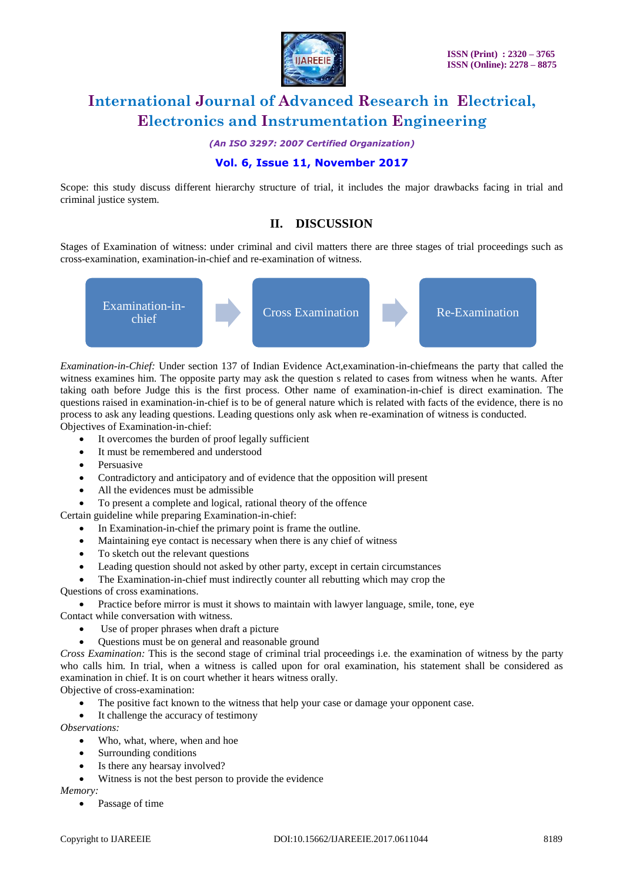Scope: this study discuss different hierarchy structure of trial, it includes the major drawbacks facing in trial and criminal justice system.

## II. DISCUSSION

Stages of Examination of witness: under criminal and civil matters there are three stages of trial proceedings such as cross-examination, examination-in-chief and re-examination of witness.

Examination-in-chief → Cross Examination → Re-Examination

*Examination-in-Chief:* Under section 137 of Indian Evidence Act,examination-in-chiefmeans the party that called the witness examines him. The opposite party may ask the question s related to cases from witness when he wants. After taking oath before Judge this is the first process. Other name of examination-in-chief is direct examination. The questions raised in examination-in-chief is to be of general nature which is related with facts of the evidence, there is no process to ask any leading questions. Leading questions only ask when re-examination of witness is conducted.

Objectives of Examination-in-chief:

- It overcomes the burden of proof legally sufficient
- It must be remembered and understood
- Persuasive
- Contradictory and anticipatory and of evidence that the opposition will present
- All the evidences must be admissible
- To present a complete and logical, rational theory of the offence

Certain guideline while preparing Examination-in-chief:

- In Examination-in-chief the primary point is frame the outline.
- Maintaining eye contact is necessary when there is any chief of witness
- To sketch out the relevant questions
- Leading question should not asked by other party, except in certain circumstances
- The Examination-in-chief must indirectly counter all rebutting which may crop the

Questions of cross examinations.

- Practice before mirror is must it shows to maintain with lawyer language, smile, tone, eye

Contact while conversation with witness.

- Use of proper phrases when draft a picture
- Questions must be on general and reasonable ground

*Cross Examination:* This is the second stage of criminal trial proceedings i.e. the examination of witness by the party who calls him. In trial, when a witness is called upon for oral examination, his statement shall be considered as examination in chief. It is on court whether it hears witness orally.

Objective of cross-examination:

- The positive fact known to the witness that help your case or damage your opponent case.
- It challenge the accuracy of testimony

*Observations:*

- Who, what, where, when and hoe
- Surrounding conditions
- Is there any hearsay involved?
- Witness is not the best person to provide the evidence

*Memory:*

- Passage of time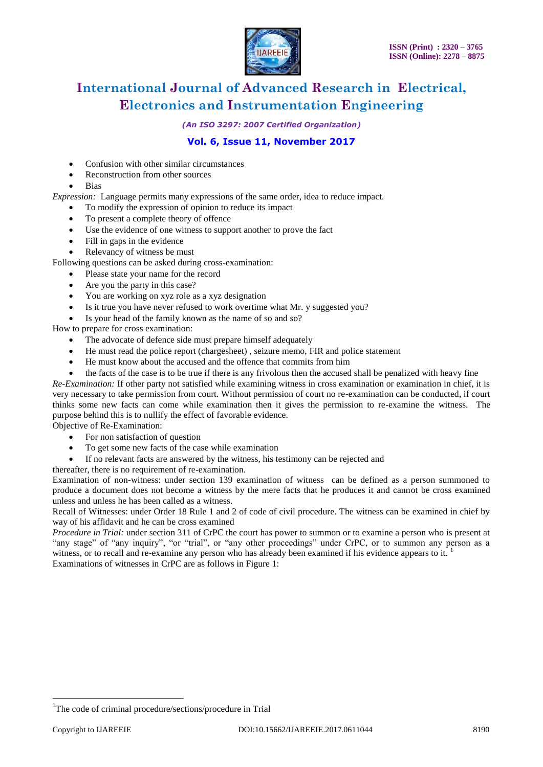- Confusion with other similar circumstances
- Reconstruction from other sources
- Bias

*Expression:* Language permits many expressions of the same order, idea to reduce impact.

- To modify the expression of opinion to reduce its impact
- To present a complete theory of offence
- Use the evidence of one witness to support another to prove the fact
- Fill in gaps in the evidence
- Relevancy of witness be must

Following questions can be asked during cross-examination:

- Please state your name for the record
- Are you the party in this case?
- You are working on xyz role as a xyz designation
- Is it true you have never refused to work overtime what Mr. y suggested you?
- Is your head of the family known as the name of so and so?

How to prepare for cross examination:

- The advocate of defence side must prepare himself adequately
- He must read the police report (chargesheet) , seizure memo, FIR and police statement
- He must know about the accused and the offence that commits from him
- the facts of the case is to be true if there is any frivolous then the accused shall be penalized with heavy fine

*Re-Examination:* If other party not satisfied while examining witness in cross examination or examination in chief, it is very necessary to take permission from court. Without permission of court no re-examination can be conducted, if court thinks some new facts can come while examination then it gives the permission to re-examine the witness. The purpose behind this is to nullify the effect of favorable evidence.

Objective of Re-Examination:

- For non satisfaction of question
- To get some new facts of the case while examination
- If no relevant facts are answered by the witness, his testimony can be rejected and

thereafter, there is no requirement of re-examination.

Examination of non-witness: under section 139 examination of witness can be defined as a person summoned to produce a document does not become a witness by the mere facts that he produces it and cannot be cross examined unless and unless he has been called as a witness.

Recall of Witnesses: under Order 18 Rule 1 and 2 of code of civil procedure. The witness can be examined in chief by way of his affidavit and he can be cross examined

*Procedure in Trial:* under section 311 of CrPC the court has power to summon or to examine a person who is present at "any stage" of "any inquiry", "or "trial", or "any other proceedings" under CrPC, or to summon any person as a witness, or to recall and re-examine any person who has already been examined if his evidence appears to it. [1]

Examinations of witnesses in CrPC are as follows in Figure 1:

---

[1] The code of criminal procedure/sections/procedure in Trial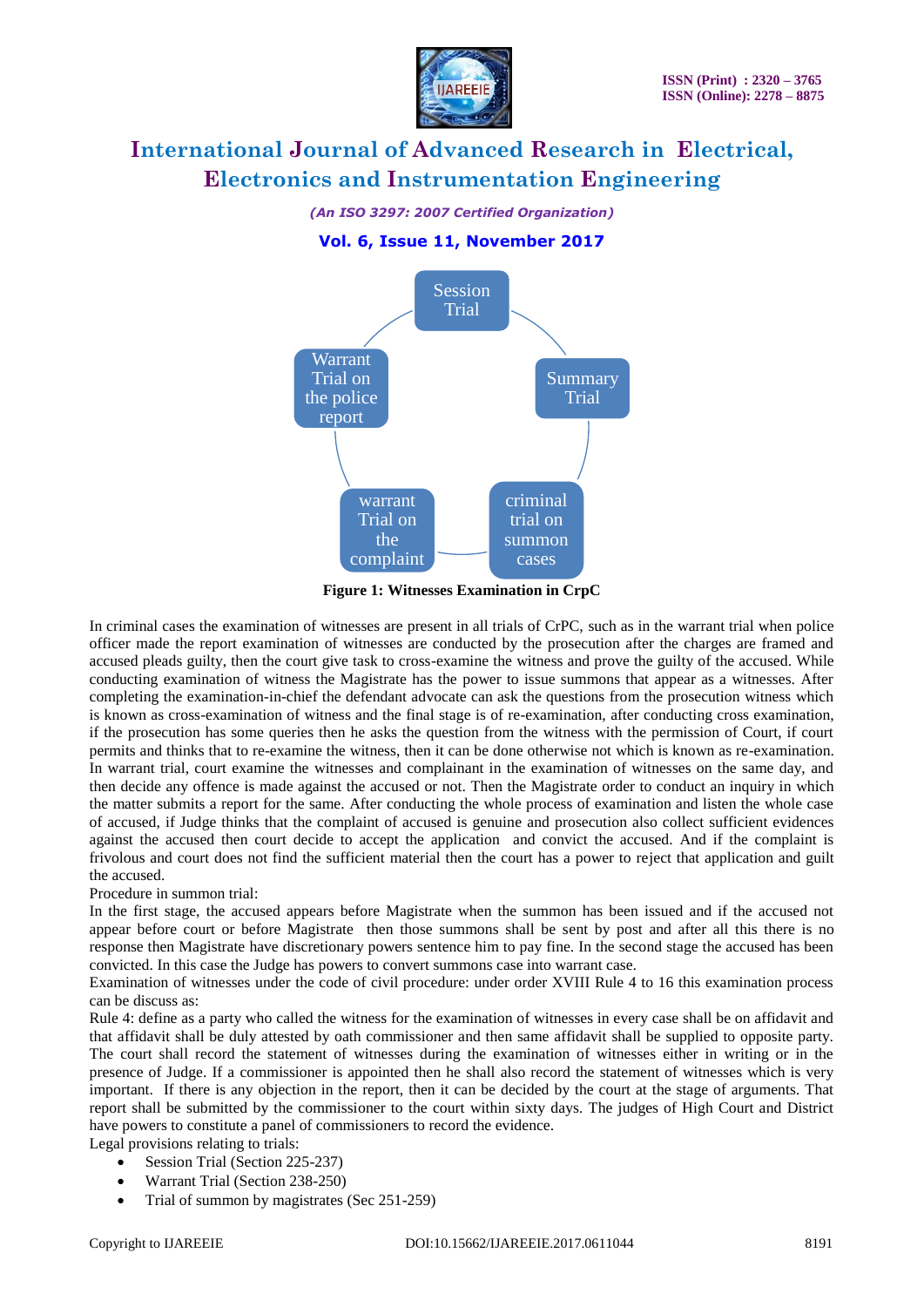Session Trial

Summary Trial

criminal trial on summon cases

warrant Trial on the complaint

Warrant Trial on the police report

**Figure 1: Witnesses Examination in CrpC**

In criminal cases the examination of witnesses are present in all trials of CrPC, such as in the warrant trial when police officer made the report examination of witnesses are conducted by the prosecution after the charges are framed and accused pleads guilty, then the court give task to cross-examine the witness and prove the guilty of the accused. While conducting examination of witness the Magistrate has the power to issue summons that appear as a witnesses. After completing the examination-in-chief the defendant advocate can ask the questions from the prosecution witness which is known as cross-examination of witness and the final stage is of re-examination, after conducting cross examination, if the prosecution has some queries then he asks the question from the witness with the permission of Court, if court permits and thinks that to re-examine the witness, then it can be done otherwise not which is known as re-examination. In warrant trial, court examine the witnesses and complainant in the examination of witnesses on the same day, and then decide any offence is made against the accused or not. Then the Magistrate order to conduct an inquiry in which the matter submits a report for the same. After conducting the whole process of examination and listen the whole case of accused, if Judge thinks that the complaint of accused is genuine and prosecution also collect sufficient evidences against the accused then court decide to accept the application and convict the accused. And if the complaint is frivolous and court does not find the sufficient material then the court has a power to reject that application and guilt the accused.

Procedure in summon trial:

In the first stage, the accused appears before Magistrate when the summon has been issued and if the accused not appear before court or before Magistrate then those summons shall be sent by post and after all this there is no response then Magistrate have discretionary powers sentence him to pay fine. In the second stage the accused has been convicted. In this case the Judge has powers to convert summons case into warrant case.

Examination of witnesses under the code of civil procedure: under order XVIII Rule 4 to 16 this examination process can be discuss as:

Rule 4: define as a party who called the witness for the examination of witnesses in every case shall be on affidavit and that affidavit shall be duly attested by oath commissioner and then same affidavit shall be supplied to opposite party. The court shall record the statement of witnesses during the examination of witnesses either in writing or in the presence of Judge. If a commissioner is appointed then he shall also record the statement of witnesses which is very important. If there is any objection in the report, then it can be decided by the court at the stage of arguments. That report shall be submitted by the commissioner to the court within sixty days. The judges of High Court and District have powers to constitute a panel of commissioners to record the evidence.

Legal provisions relating to trials:

- Session Trial (Section 225-237)
- Warrant Trial (Section 238-250)
- Trial of summon by magistrates (Sec 251-259)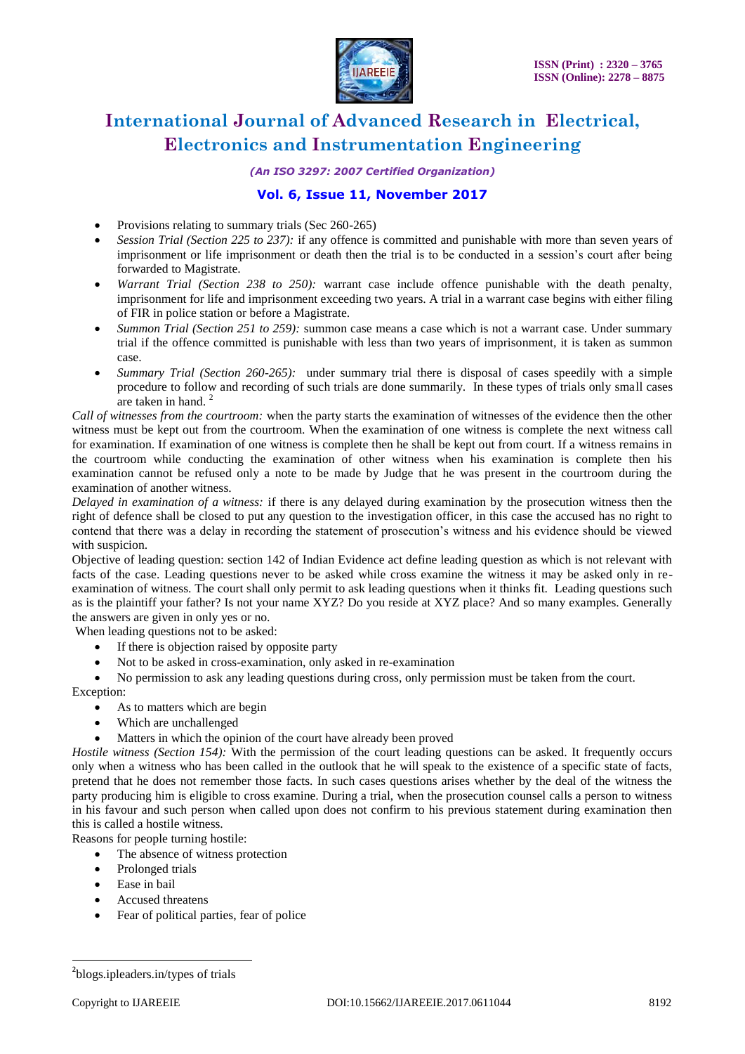- Provisions relating to summary trials (Sec 260-265)
- *Session Trial (Section 225 to 237):* if any offence is committed and punishable with more than seven years of imprisonment or life imprisonment or death then the trial is to be conducted in a session's court after being forwarded to Magistrate.
- *Warrant Trial (Section 238 to 250):* warrant case include offence punishable with the death penalty, imprisonment for life and imprisonment exceeding two years. A trial in a warrant case begins with either filing of FIR in police station or before a Magistrate.
- *Summon Trial (Section 251 to 259):* summon case means a case which is not a warrant case. Under summary trial if the offence committed is punishable with less than two years of imprisonment, it is taken as summon case.
- *Summary Trial (Section 260-265):* under summary trial there is disposal of cases speedily with a simple procedure to follow and recording of such trials are done summarily. In these types of trials only small cases are taken in hand. [2]

*Call of witnesses from the courtroom:* when the party starts the examination of witnesses of the evidence then the other witness must be kept out from the courtroom. When the examination of one witness is complete the next witness call for examination. If examination of one witness is complete then he shall be kept out from court. If a witness remains in the courtroom while conducting the examination of other witness when his examination is complete then his examination cannot be refused only a note to be made by Judge that he was present in the courtroom during the examination of another witness.

*Delayed in examination of a witness:* if there is any delayed during examination by the prosecution witness then the right of defence shall be closed to put any question to the investigation officer, in this case the accused has no right to contend that there was a delay in recording the statement of prosecution's witness and his evidence should be viewed with suspicion.

Objective of leading question: section 142 of Indian Evidence act define leading question as which is not relevant with facts of the case. Leading questions never to be asked while cross examine the witness it may be asked only in re-examination of witness. The court shall only permit to ask leading questions when it thinks fit. Leading questions such as is the plaintiff your father? Is not your name XYZ? Do you reside at XYZ place? And so many examples. Generally the answers are given in only yes or no.

When leading questions not to be asked:

- If there is objection raised by opposite party
- Not to be asked in cross-examination, only asked in re-examination
- No permission to ask any leading questions during cross, only permission must be taken from the court.

Exception:

- As to matters which are begin
- Which are unchallenged
- Matters in which the opinion of the court have already been proved

*Hostile witness (Section 154):* With the permission of the court leading questions can be asked. It frequently occurs only when a witness who has been called in the outlook that he will speak to the existence of a specific state of facts, pretend that he does not remember those facts. In such cases questions arises whether by the deal of the witness the party producing him is eligible to cross examine. During a trial, when the prosecution counsel calls a person to witness in his favour and such person when called upon does not confirm to his previous statement during examination then this is called a hostile witness.

Reasons for people turning hostile:

- The absence of witness protection
- Prolonged trials
- Ease in bail
- Accused threatens
- Fear of political parties, fear of police

[2] blogs.ipleaders.in/types of trials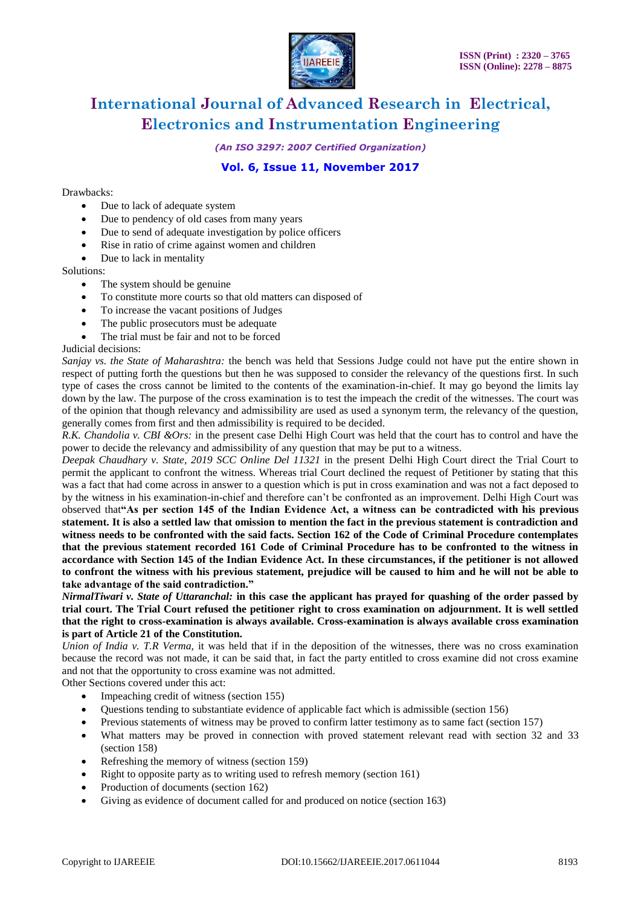Drawbacks:

- Due to lack of adequate system
- Due to pendency of old cases from many years
- Due to send of adequate investigation by police officers
- Rise in ratio of crime against women and children
- Due to lack in mentality

Solutions:

- The system should be genuine
- To constitute more courts so that old matters can disposed of
- To increase the vacant positions of Judges
- The public prosecutors must be adequate
- The trial must be fair and not to be forced

Judicial decisions:

*Sanjay vs. the State of Maharashtra:* the bench was held that Sessions Judge could not have put the entire shown in respect of putting forth the questions but then he was supposed to consider the relevancy of the questions first. In such type of cases the cross cannot be limited to the contents of the examination-in-chief. It may go beyond the limits lay down by the law. The purpose of the cross examination is to test the impeach the credit of the witnesses. The court was of the opinion that though relevancy and admissibility are used as used a synonym term, the relevancy of the question, generally comes from first and then admissibility is required to be decided.

*R.K. Chandolia v. CBI &Ors:* in the present case Delhi High Court was held that the court has to control and have the power to decide the relevancy and admissibility of any question that may be put to a witness.

*Deepak Chaudhary v. State, 2019 SCC Online Del 11321* in the present Delhi High Court direct the Trial Court to permit the applicant to confront the witness. Whereas trial Court declined the request of Petitioner by stating that this was a fact that had come across in answer to a question which is put in cross examination and was not a fact deposed to by the witness in his examination-in-chief and therefore can't be confronted as an improvement. Delhi High Court was observed that**"As per section 145 of the Indian Evidence Act, a witness can be contradicted with his previous statement. It is also a settled law that omission to mention the fact in the previous statement is contradiction and witness needs to be confronted with the said facts. Section 162 of the Code of Criminal Procedure contemplates that the previous statement recorded 161 Code of Criminal Procedure has to be confronted to the witness in accordance with Section 145 of the Indian Evidence Act. In these circumstances, if the petitioner is not allowed to confront the witness with his previous statement, prejudice will be caused to him and he will not be able to take advantage of the said contradiction."**

***NirmalTiwari v. State of Uttaranchal:* in this case the applicant has prayed for quashing of the order passed by trial court. The Trial Court refused the petitioner right to cross examination on adjournment. It is well settled that the right to cross-examination is always available. Cross-examination is always available cross examination is part of Article 21 of the Constitution.**

*Union of India v. T.R Verma,* it was held that if in the deposition of the witnesses, there was no cross examination because the record was not made, it can be said that, in fact the party entitled to cross examine did not cross examine and not that the opportunity to cross examine was not admitted.

Other Sections covered under this act:

- Impeaching credit of witness (section 155)
- Questions tending to substantiate evidence of applicable fact which is admissible (section 156)
- Previous statements of witness may be proved to confirm latter testimony as to same fact (section 157)
- What matters may be proved in connection with proved statement relevant read with section 32 and 33 (section 158)
- Refreshing the memory of witness (section 159)
- Right to opposite party as to writing used to refresh memory (section 161)
- Production of documents (section 162)
- Giving as evidence of document called for and produced on notice (section 163)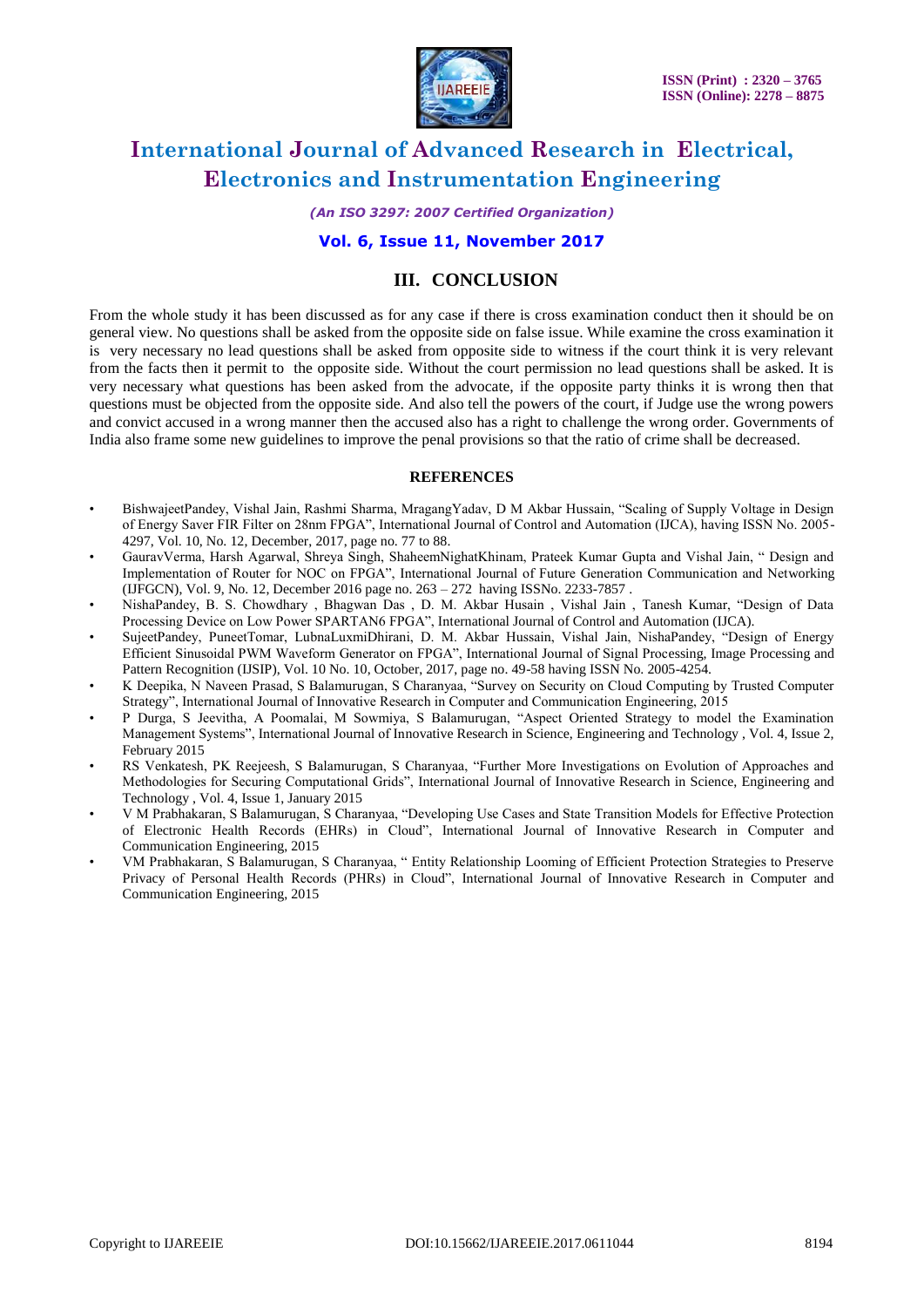## III. CONCLUSION

From the whole study it has been discussed as for any case if there is cross examination conduct then it should be on general view. No questions shall be asked from the opposite side on false issue. While examine the cross examination it is very necessary no lead questions shall be asked from opposite side to witness if the court think it is very relevant from the facts then it permit to the opposite side. Without the court permission no lead questions shall be asked. It is very necessary what questions has been asked from the advocate, if the opposite party thinks it is wrong then that questions must be objected from the opposite side. And also tell the powers of the court, if Judge use the wrong powers and convict accused in a wrong manner then the accused also has a right to challenge the wrong order. Governments of India also frame some new guidelines to improve the penal provisions so that the ratio of crime shall be decreased.

## REFERENCES

- BishwajeetPandey, Vishal Jain, Rashmi Sharma, MragangYadav, D M Akbar Hussain, "Scaling of Supply Voltage in Design of Energy Saver FIR Filter on 28nm FPGA", International Journal of Control and Automation (IJCA), having ISSN No. 2005-4297, Vol. 10, No. 12, December, 2017, page no. 77 to 88.
- GauravVerma, Harsh Agarwal, Shreya Singh, ShaheemNighatKhinam, Prateek Kumar Gupta and Vishal Jain, " Design and Implementation of Router for NOC on FPGA", International Journal of Future Generation Communication and Networking (IJFGCN), Vol. 9, No. 12, December 2016 page no. 263 – 272 having ISSNo. 2233-7857 .
- NishaPandey, B. S. Chowdhary , Bhagwan Das , D. M. Akbar Husain , Vishal Jain , Tanesh Kumar, "Design of Data Processing Device on Low Power SPARTAN6 FPGA", International Journal of Control and Automation (IJCA).
- SujeetPandey, PuneetTomar, LubnaLuxmiDhirani, D. M. Akbar Hussain, Vishal Jain, NishaPandey, "Design of Energy Efficient Sinusoidal PWM Waveform Generator on FPGA", International Journal of Signal Processing, Image Processing and Pattern Recognition (IJSIP), Vol. 10 No. 10, October, 2017, page no. 49-58 having ISSN No. 2005-4254.
- K Deepika, N Naveen Prasad, S Balamurugan, S Charanyaa, "Survey on Security on Cloud Computing by Trusted Computer Strategy", International Journal of Innovative Research in Computer and Communication Engineering, 2015
- P Durga, S Jeevitha, A Poomalai, M Sowmiya, S Balamurugan, "Aspect Oriented Strategy to model the Examination Management Systems", International Journal of Innovative Research in Science, Engineering and Technology , Vol. 4, Issue 2, February 2015
- RS Venkatesh, PK Reejeesh, S Balamurugan, S Charanyaa, "Further More Investigations on Evolution of Approaches and Methodologies for Securing Computational Grids", International Journal of Innovative Research in Science, Engineering and Technology , Vol. 4, Issue 1, January 2015
- V M Prabhakaran, S Balamurugan, S Charanyaa, "Developing Use Cases and State Transition Models for Effective Protection of Electronic Health Records (EHRs) in Cloud", International Journal of Innovative Research in Computer and Communication Engineering, 2015
- VM Prabhakaran, S Balamurugan, S Charanyaa, " Entity Relationship Looming of Efficient Protection Strategies to Preserve Privacy of Personal Health Records (PHRs) in Cloud", International Journal of Innovative Research in Computer and Communication Engineering, 2015